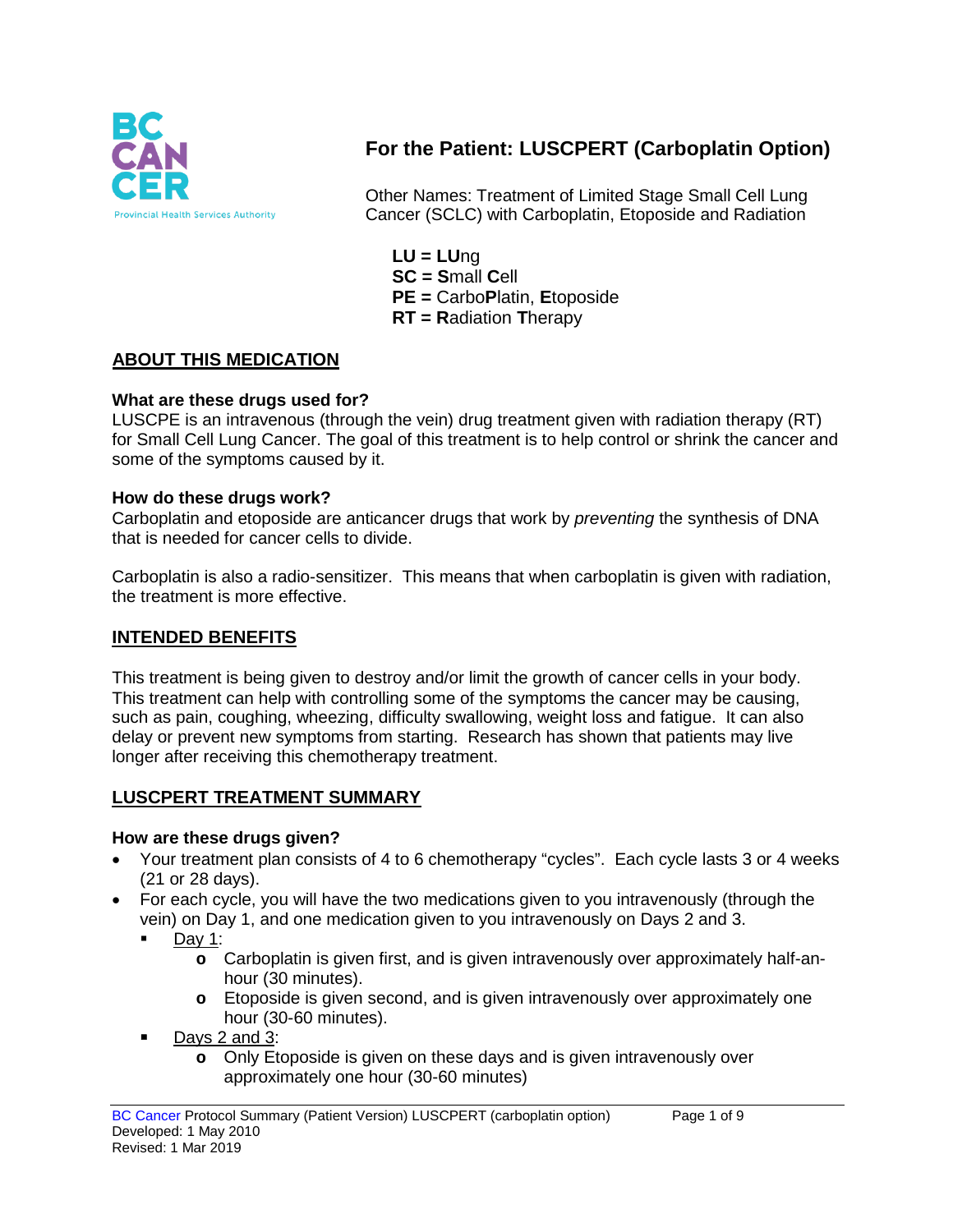# For the Patient: LUSCPERT (Carboplatin Option)

Other Names: Treatment of Limited Stage Small Cell Lung Cancer (SCLC) with Carboplatin, Etoposide and Radiation

**LU = LU**ng
**SC = S**mall **C**ell
**PE =** Carbo**P**latin, **E**toposide
**RT = R**adiation **T**herapy

## ABOUT THIS MEDICATION

### What are these drugs used for?

LUSCPE is an intravenous (through the vein) drug treatment given with radiation therapy (RT) for Small Cell Lung Cancer. The goal of this treatment is to help control or shrink the cancer and some of the symptoms caused by it.

### How do these drugs work?

Carboplatin and etoposide are anticancer drugs that work by *preventing* the synthesis of DNA that is needed for cancer cells to divide.

Carboplatin is also a radio-sensitizer. This means that when carboplatin is given with radiation, the treatment is more effective.

## INTENDED BENEFITS

This treatment is being given to destroy and/or limit the growth of cancer cells in your body. This treatment can help with controlling some of the symptoms the cancer may be causing, such as pain, coughing, wheezing, difficulty swallowing, weight loss and fatigue. It can also delay or prevent new symptoms from starting. Research has shown that patients may live longer after receiving this chemotherapy treatment.

## LUSCPERT TREATMENT SUMMARY

### How are these drugs given?

- Your treatment plan consists of 4 to 6 chemotherapy "cycles". Each cycle lasts 3 or 4 weeks (21 or 28 days).
- For each cycle, you will have the two medications given to you intravenously (through the vein) on Day 1, and one medication given to you intravenously on Days 2 and 3.
  - Day 1:
    - Carboplatin is given first, and is given intravenously over approximately half-an-hour (30 minutes).
    - Etoposide is given second, and is given intravenously over approximately one hour (30-60 minutes).
  - Days 2 and 3:
    - Only Etoposide is given on these days and is given intravenously over approximately one hour (30-60 minutes)

BC Cancer Protocol Summary (Patient Version) LUSCPERT (carboplatin option)
Developed: 1 May 2010
Revised: 1 Mar 2019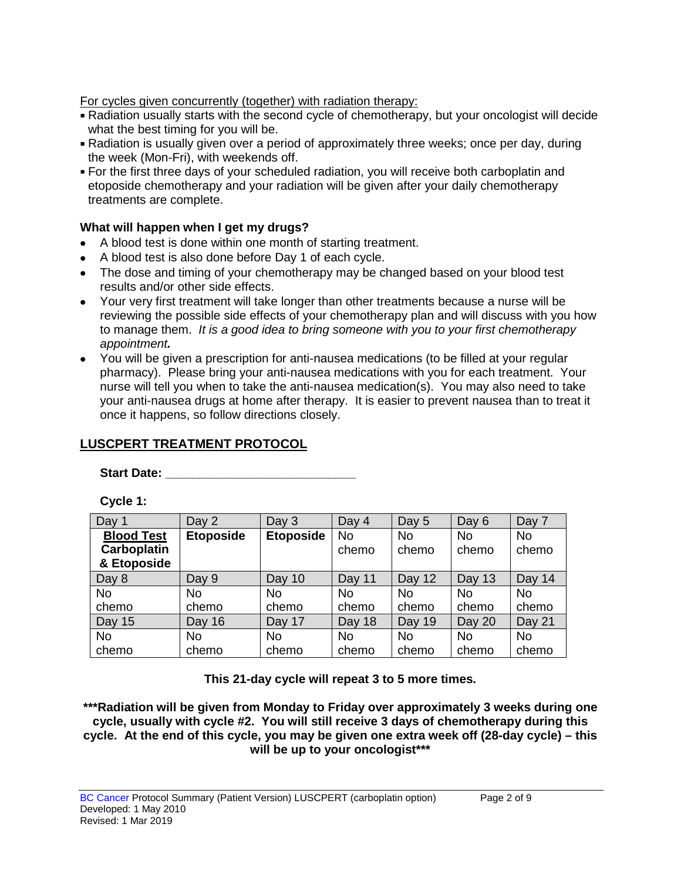For cycles given concurrently (together) with radiation therapy:

- Radiation usually starts with the second cycle of chemotherapy, but your oncologist will decide what the best timing for you will be.
- Radiation is usually given over a period of approximately three weeks; once per day, during the week (Mon-Fri), with weekends off.
- For the first three days of your scheduled radiation, you will receive both carboplatin and etoposide chemotherapy and your radiation will be given after your daily chemotherapy treatments are complete.

**What will happen when I get my drugs?**

- A blood test is done within one month of starting treatment.
- A blood test is also done before Day 1 of each cycle.
- The dose and timing of your chemotherapy may be changed based on your blood test results and/or other side effects.
- Your very first treatment will take longer than other treatments because a nurse will be reviewing the possible side effects of your chemotherapy plan and will discuss with you how to manage them. *It is a good idea to bring someone with you to your first chemotherapy appointment.*
- You will be given a prescription for anti-nausea medications (to be filled at your regular pharmacy). Please bring your anti-nausea medications with you for each treatment. Your nurse will tell you when to take the anti-nausea medication(s). You may also need to take your anti-nausea drugs at home after therapy. It is easier to prevent nausea than to treat it once it happens, so follow directions closely.

## LUSCPERT TREATMENT PROTOCOL

**Start Date: ____________________________**

**Cycle 1:**

| Day 1 | Day 2 | Day 3 | Day 4 | Day 5 | Day 6 | Day 7 |
|---|---|---|---|---|---|---|
| **Blood Test Carboplatin & Etoposide** | **Etoposide** | **Etoposide** | No chemo | No chemo | No chemo | No chemo |
| Day 8 | Day 9 | Day 10 | Day 11 | Day 12 | Day 13 | Day 14 |
| No chemo | No chemo | No chemo | No chemo | No chemo | No chemo | No chemo |
| Day 15 | Day 16 | Day 17 | Day 18 | Day 19 | Day 20 | Day 21 |
| No chemo | No chemo | No chemo | No chemo | No chemo | No chemo | No chemo |

**This 21-day cycle will repeat 3 to 5 more times.**

**\*\*\*Radiation will be given from Monday to Friday over approximately 3 weeks during one cycle, usually with cycle #2. You will still receive 3 days of chemotherapy during this cycle. At the end of this cycle, you may be given one extra week off (28-day cycle) – this will be up to your oncologist\*\*\***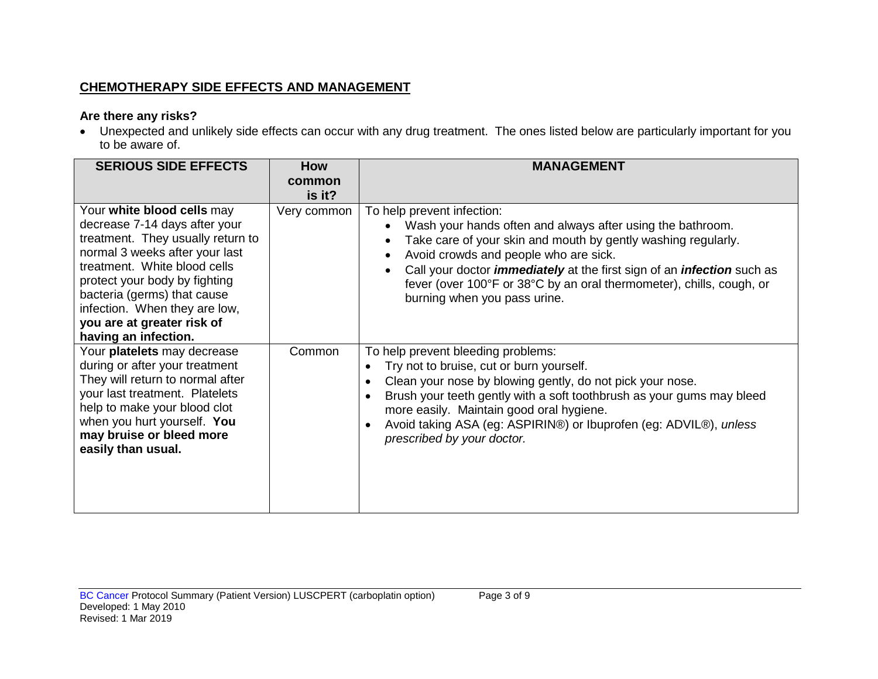## CHEMOTHERAPY SIDE EFFECTS AND MANAGEMENT

### Are there any risks?

- Unexpected and unlikely side effects can occur with any drug treatment. The ones listed below are particularly important for you to be aware of.

| SERIOUS SIDE EFFECTS | How common is it? | MANAGEMENT |
|---|---|---|
| Your **white blood cells** may decrease 7-14 days after your treatment. They usually return to normal 3 weeks after your last treatment. White blood cells protect your body by fighting bacteria (germs) that cause infection. When they are low, **you are at greater risk of having an infection.** | Very common | To help prevent infection:<br>• Wash your hands often and always after using the bathroom.<br>• Take care of your skin and mouth by gently washing regularly.<br>• Avoid crowds and people who are sick.<br>• Call your doctor ***immediately*** at the first sign of an ***infection*** such as fever (over 100°F or 38°C by an oral thermometer), chills, cough, or burning when you pass urine. |
| Your **platelets** may decrease during or after your treatment They will return to normal after your last treatment. Platelets help to make your blood clot when you hurt yourself. **You may bruise or bleed more easily than usual.** | Common | To help prevent bleeding problems:<br>• Try not to bruise, cut or burn yourself.<br>• Clean your nose by blowing gently, do not pick your nose.<br>• Brush your teeth gently with a soft toothbrush as your gums may bleed more easily. Maintain good oral hygiene.<br>• Avoid taking ASA (eg: ASPIRIN®) or Ibuprofen (eg: ADVIL®), *unless prescribed by your doctor.* |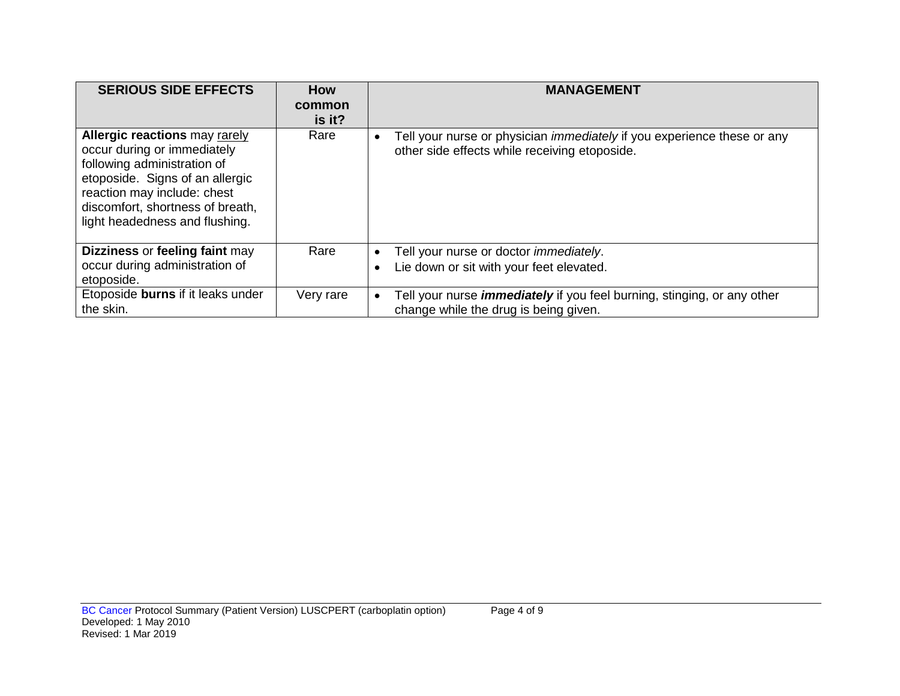| SERIOUS SIDE EFFECTS | How common is it? | MANAGEMENT |
|---|---|---|
| **Allergic reactions** may rarely occur during or immediately following administration of etoposide. Signs of an allergic reaction may include: chest discomfort, shortness of breath, light headedness and flushing. | Rare | • Tell your nurse or physician *immediately* if you experience these or any other side effects while receiving etoposide. |
| **Dizziness** or **feeling faint** may occur during administration of etoposide. | Rare | • Tell your nurse or doctor *immediately*.<br>• Lie down or sit with your feet elevated. |
| Etoposide **burns** if it leaks under the skin. | Very rare | • Tell your nurse ***immediately*** if you feel burning, stinging, or any other change while the drug is being given. |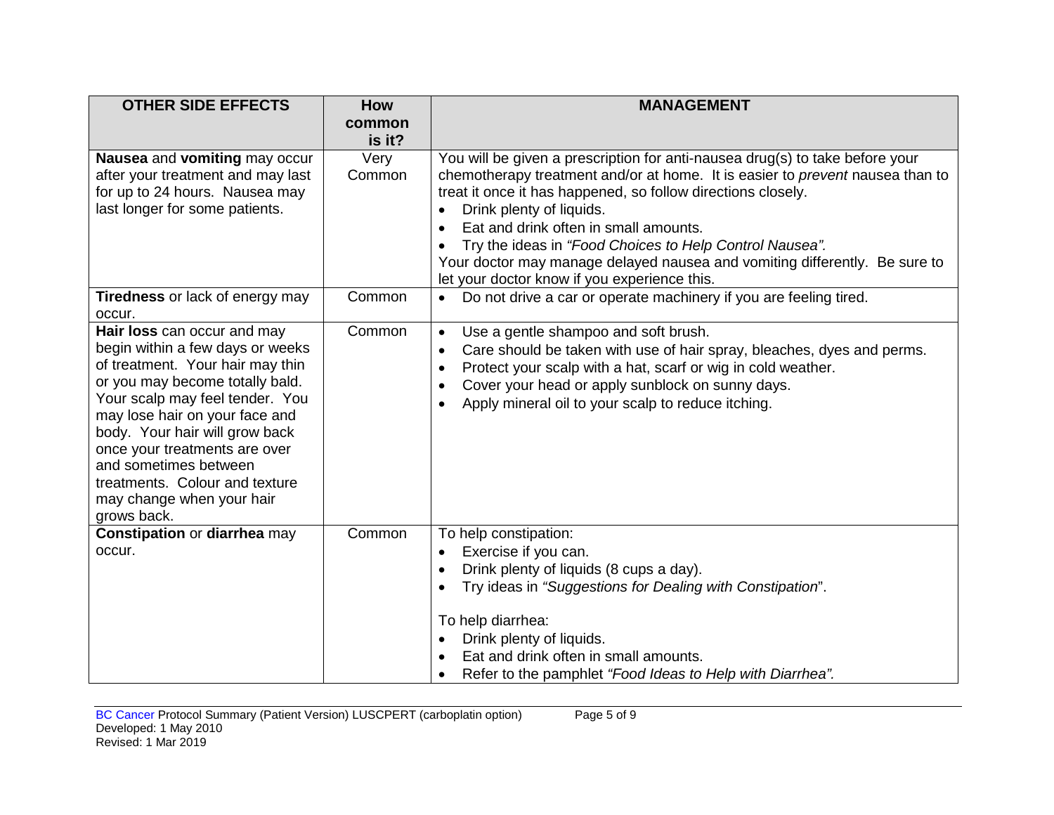| OTHER SIDE EFFECTS | How common is it? | MANAGEMENT |
|---|---|---|
| **Nausea** and **vomiting** may occur after your treatment and may last for up to 24 hours. Nausea may last longer for some patients. | Very Common | You will be given a prescription for anti-nausea drug(s) to take before your chemotherapy treatment and/or at home. It is easier to *prevent* nausea than to treat it once it has happened, so follow directions closely.<br>• Drink plenty of liquids.<br>• Eat and drink often in small amounts.<br>• Try the ideas in *"Food Choices to Help Control Nausea".*<br>Your doctor may manage delayed nausea and vomiting differently. Be sure to let your doctor know if you experience this. |
| **Tiredness** or lack of energy may occur. | Common | • Do not drive a car or operate machinery if you are feeling tired. |
| **Hair loss** can occur and may begin within a few days or weeks of treatment. Your hair may thin or you may become totally bald. Your scalp may feel tender. You may lose hair on your face and body. Your hair will grow back once your treatments are over and sometimes between treatments. Colour and texture may change when your hair grows back. | Common | • Use a gentle shampoo and soft brush.<br>• Care should be taken with use of hair spray, bleaches, dyes and perms.<br>• Protect your scalp with a hat, scarf or wig in cold weather.<br>• Cover your head or apply sunblock on sunny days.<br>• Apply mineral oil to your scalp to reduce itching. |
| **Constipation** or **diarrhea** may occur. | Common | To help constipation:<br>• Exercise if you can.<br>• Drink plenty of liquids (8 cups a day).<br>• Try ideas in *"Suggestions for Dealing with Constipation*".<br><br>To help diarrhea:<br>• Drink plenty of liquids.<br>• Eat and drink often in small amounts.<br>• Refer to the pamphlet *"Food Ideas to Help with Diarrhea".* |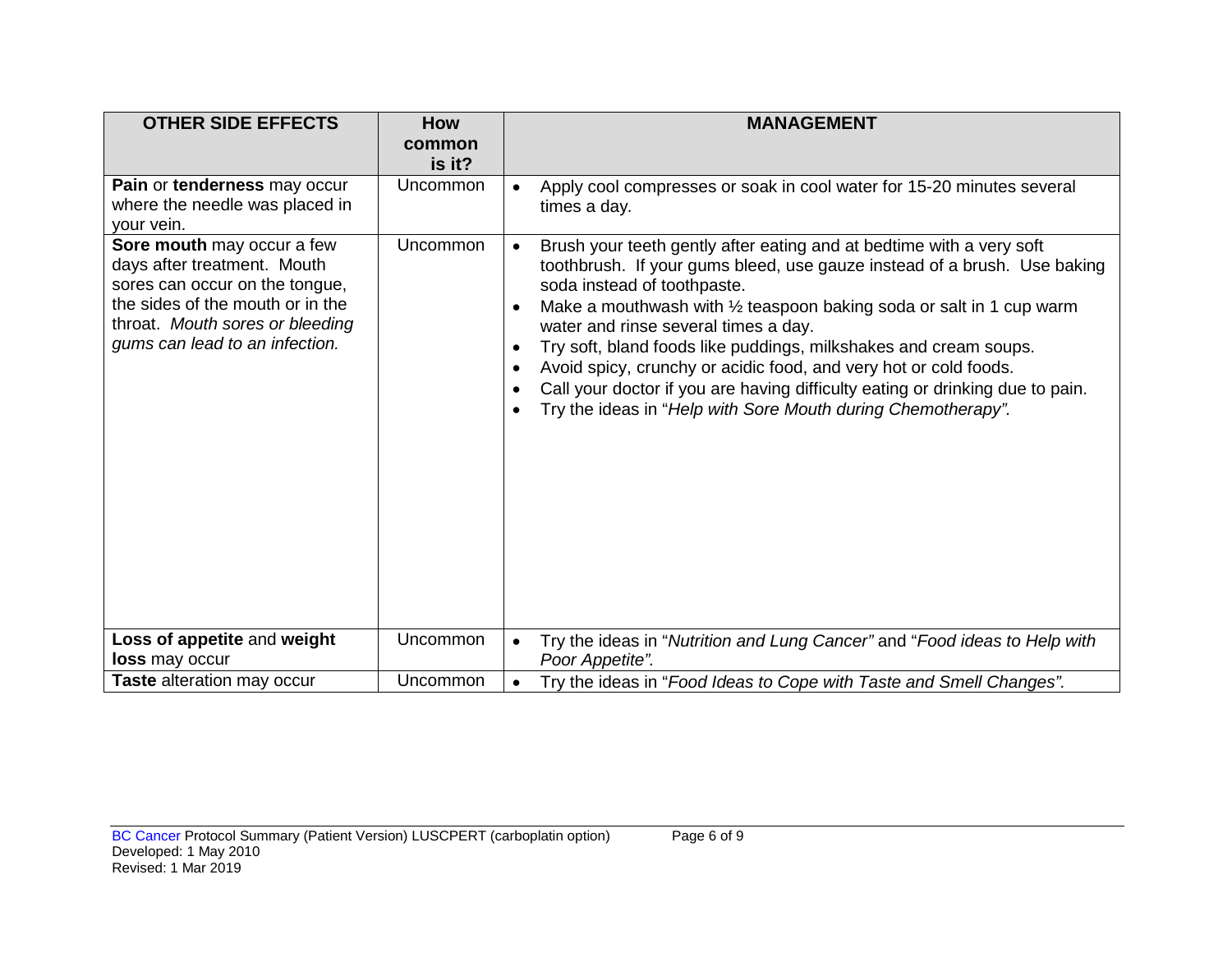| OTHER SIDE EFFECTS | How common is it? | MANAGEMENT |
|---|---|---|
| **Pain** or **tenderness** may occur where the needle was placed in your vein. | Uncommon | • Apply cool compresses or soak in cool water for 15-20 minutes several times a day. |
| **Sore mouth** may occur a few days after treatment. Mouth sores can occur on the tongue, the sides of the mouth or in the throat. *Mouth sores or bleeding gums can lead to an infection.* | Uncommon | • Brush your teeth gently after eating and at bedtime with a very soft toothbrush. If your gums bleed, use gauze instead of a brush. Use baking soda instead of toothpaste.<br>• Make a mouthwash with ½ teaspoon baking soda or salt in 1 cup warm water and rinse several times a day.<br>• Try soft, bland foods like puddings, milkshakes and cream soups.<br>• Avoid spicy, crunchy or acidic food, and very hot or cold foods.<br>• Call your doctor if you are having difficulty eating or drinking due to pain.<br>• Try the ideas in "*Help with Sore Mouth during Chemotherapy".* |
| **Loss of appetite** and **weight loss** may occur | Uncommon | • Try the ideas in "*Nutrition and Lung Cancer"* and "*Food ideas to Help with Poor Appetite".* |
| **Taste** alteration may occur | Uncommon | • Try the ideas in "*Food Ideas to Cope with Taste and Smell Changes".* |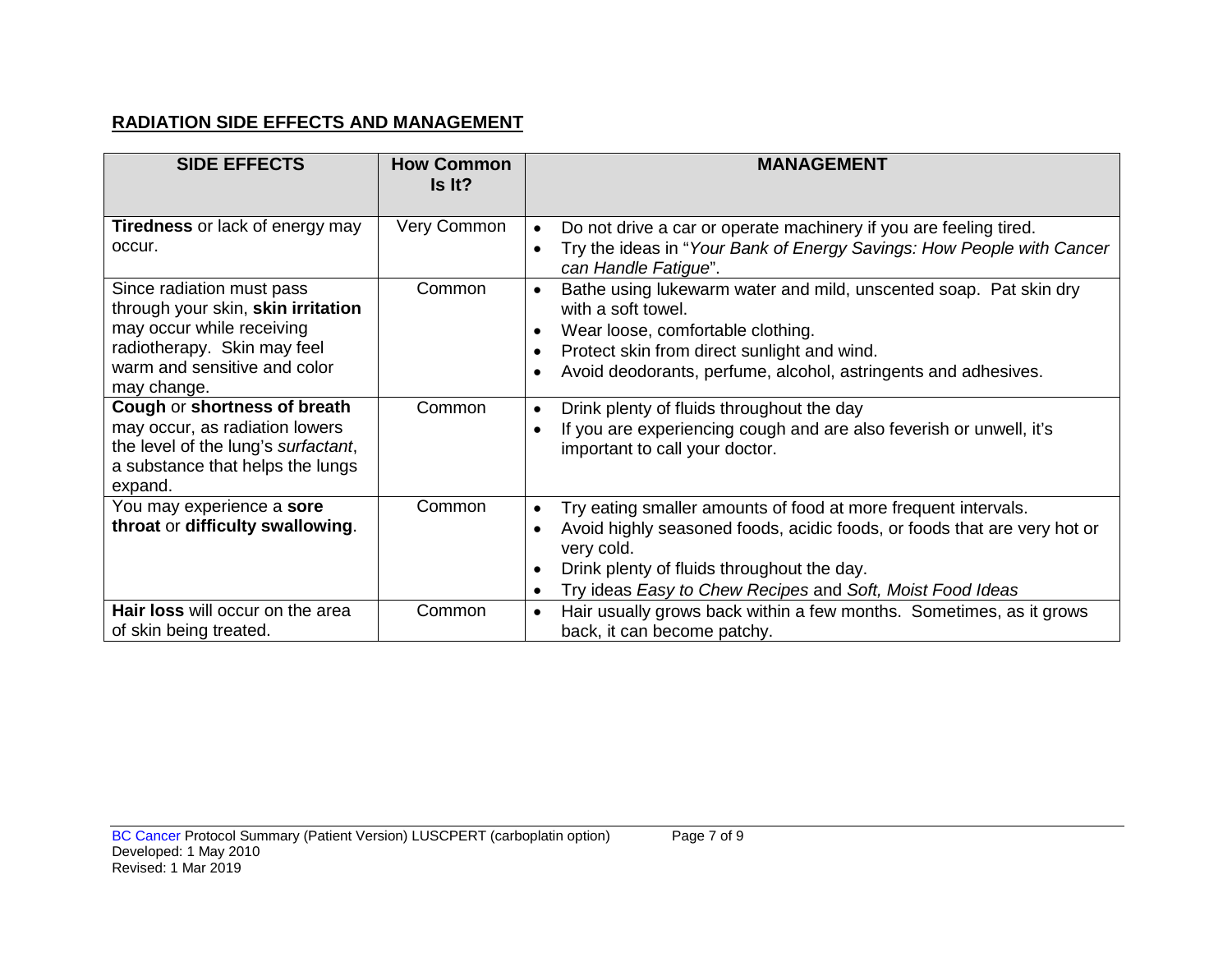## **RADIATION SIDE EFFECTS AND MANAGEMENT**

| SIDE EFFECTS | How Common Is It? | MANAGEMENT |
|---|---|---|
| **Tiredness** or lack of energy may occur. | Very Common | • Do not drive a car or operate machinery if you are feeling tired.<br>• Try the ideas in "*Your Bank of Energy Savings: How People with Cancer can Handle Fatigue*". |
| Since radiation must pass through your skin, **skin irritation** may occur while receiving radiotherapy. Skin may feel warm and sensitive and color may change. | Common | • Bathe using lukewarm water and mild, unscented soap. Pat skin dry with a soft towel.<br>• Wear loose, comfortable clothing.<br>• Protect skin from direct sunlight and wind.<br>• Avoid deodorants, perfume, alcohol, astringents and adhesives. |
| **Cough** or **shortness of breath** may occur, as radiation lowers the level of the lung's *surfactant*, a substance that helps the lungs expand. | Common | • Drink plenty of fluids throughout the day<br>• If you are experiencing cough and are also feverish or unwell, it's important to call your doctor. |
| You may experience a **sore throat** or **difficulty swallowing**. | Common | • Try eating smaller amounts of food at more frequent intervals.<br>• Avoid highly seasoned foods, acidic foods, or foods that are very hot or very cold.<br>• Drink plenty of fluids throughout the day.<br>• Try ideas *Easy to Chew Recipes* and *Soft, Moist Food Ideas* |
| **Hair loss** will occur on the area of skin being treated. | Common | • Hair usually grows back within a few months. Sometimes, as it grows back, it can become patchy. |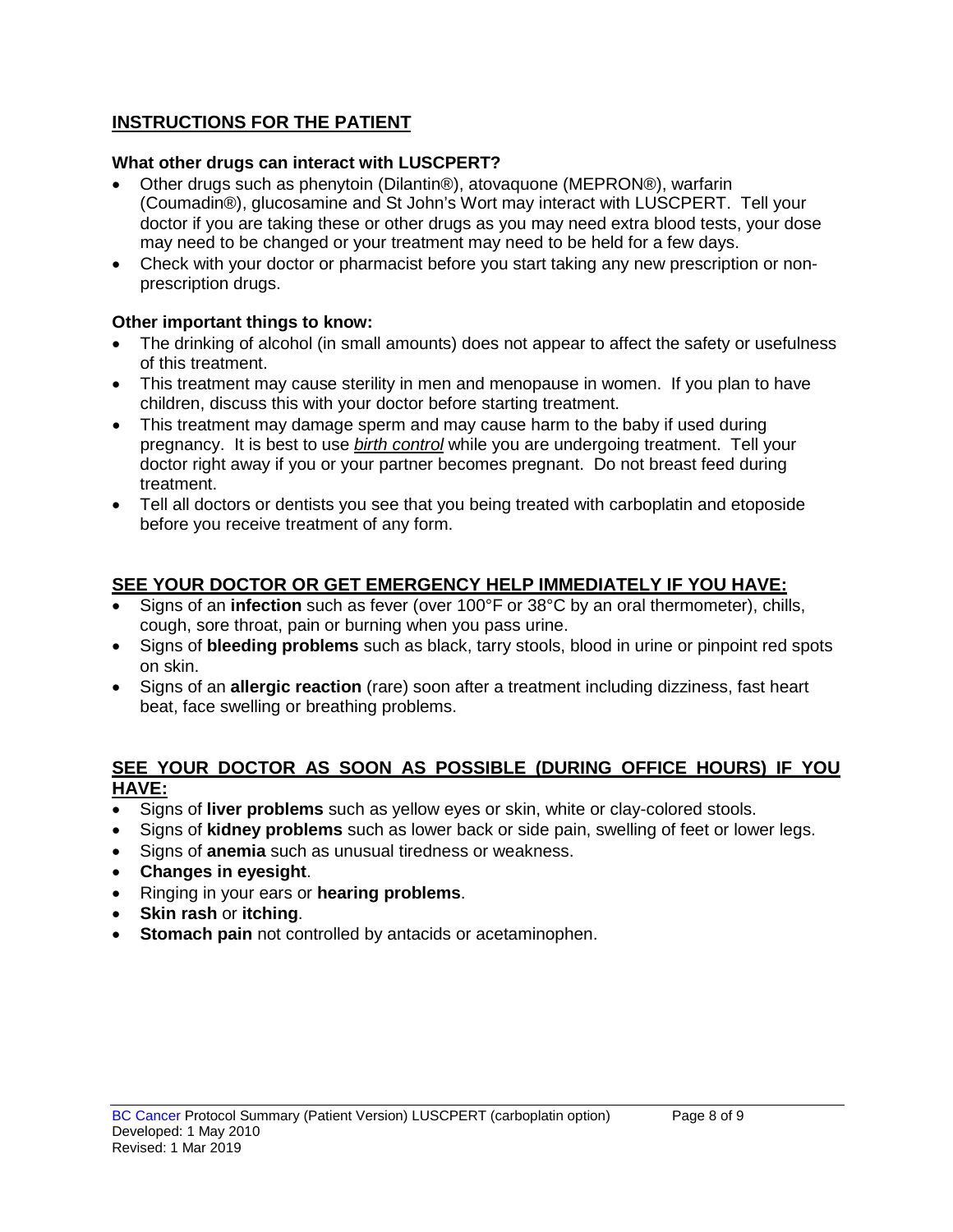## INSTRUCTIONS FOR THE PATIENT

### What other drugs can interact with LUSCPERT?

- Other drugs such as phenytoin (Dilantin®), atovaquone (MEPRON®), warfarin (Coumadin®), glucosamine and St John's Wort may interact with LUSCPERT. Tell your doctor if you are taking these or other drugs as you may need extra blood tests, your dose may need to be changed or your treatment may need to be held for a few days.
- Check with your doctor or pharmacist before you start taking any new prescription or non-prescription drugs.

### Other important things to know:

- The drinking of alcohol (in small amounts) does not appear to affect the safety or usefulness of this treatment.
- This treatment may cause sterility in men and menopause in women. If you plan to have children, discuss this with your doctor before starting treatment.
- This treatment may damage sperm and may cause harm to the baby if used during pregnancy. It is best to use ***birth control*** while you are undergoing treatment. Tell your doctor right away if you or your partner becomes pregnant. Do not breast feed during treatment.
- Tell all doctors or dentists you see that you being treated with carboplatin and etoposide before you receive treatment of any form.

## SEE YOUR DOCTOR OR GET EMERGENCY HELP IMMEDIATELY IF YOU HAVE:

- Signs of an **infection** such as fever (over 100°F or 38°C by an oral thermometer), chills, cough, sore throat, pain or burning when you pass urine.
- Signs of **bleeding problems** such as black, tarry stools, blood in urine or pinpoint red spots on skin.
- Signs of an **allergic reaction** (rare) soon after a treatment including dizziness, fast heart beat, face swelling or breathing problems.

## SEE YOUR DOCTOR AS SOON AS POSSIBLE (DURING OFFICE HOURS) IF YOU HAVE:

- Signs of **liver problems** such as yellow eyes or skin, white or clay-colored stools.
- Signs of **kidney problems** such as lower back or side pain, swelling of feet or lower legs.
- Signs of **anemia** such as unusual tiredness or weakness.
- **Changes in eyesight**.
- Ringing in your ears or **hearing problems**.
- **Skin rash** or **itching**.
- **Stomach pain** not controlled by antacids or acetaminophen.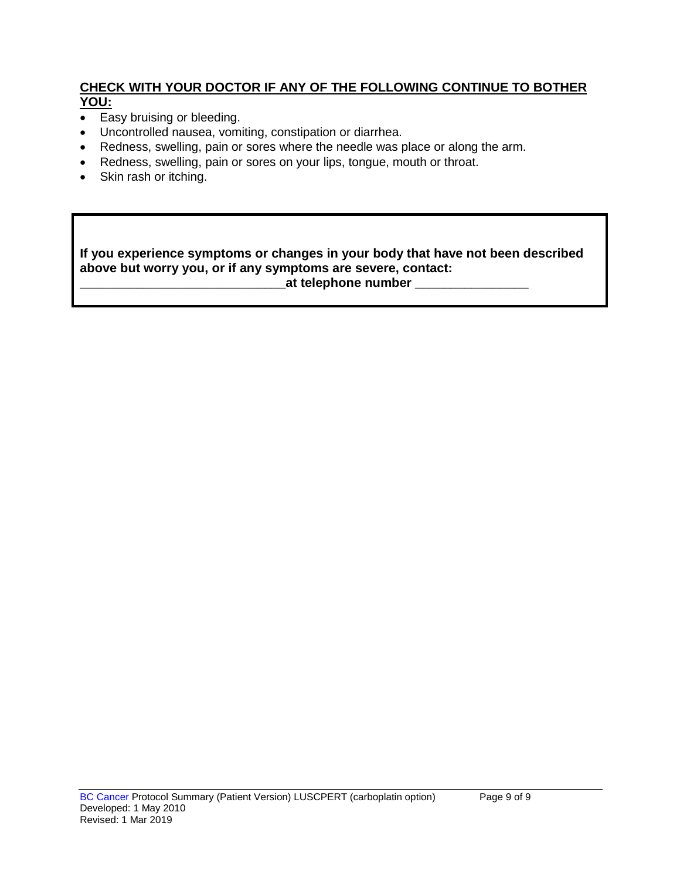**<u>CHECK WITH YOUR DOCTOR IF ANY OF THE FOLLOWING CONTINUE TO BOTHER YOU:</u>**

- Easy bruising or bleeding.
- Uncontrolled nausea, vomiting, constipation or diarrhea.
- Redness, swelling, pain or sores where the needle was place or along the arm.
- Redness, swelling, pain or sores on your lips, tongue, mouth or throat.
- Skin rash or itching.

**If you experience symptoms or changes in your body that have not been described above but worry you, or if any symptoms are severe, contact:**
**_____________________________at telephone number ________________**